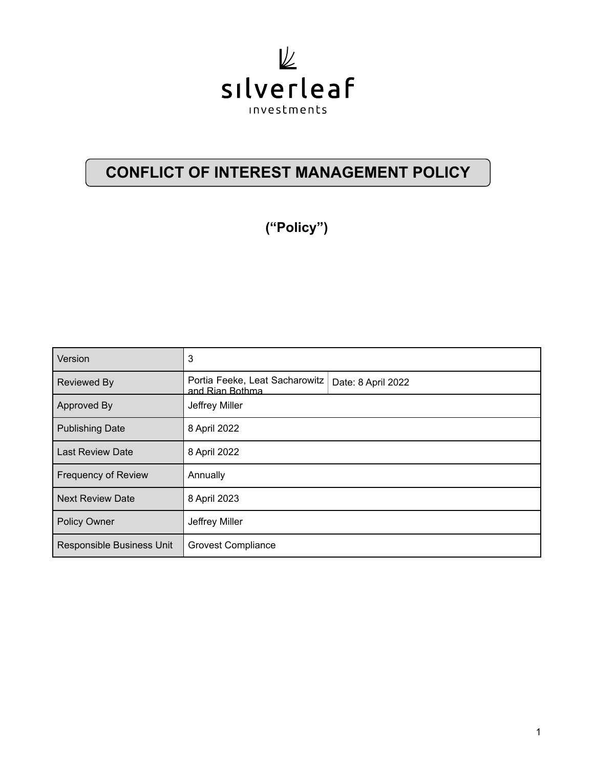silverleaf investments

# CONFLICT OF INTEREST MANAGEMENT POLICY

**(“Policy”)**

| | | |
|---|---|---|
| Version | 3 | |
| Reviewed By | Portia Feeke, Leat Sacharowitz and Rian Bothma | Date: 8 April 2022 |
| Approved By | Jeffrey Miller | |
| Publishing Date | 8 April 2022 | |
| Last Review Date | 8 April 2022 | |
| Frequency of Review | Annually | |
| Next Review Date | 8 April 2023 | |
| Policy Owner | Jeffrey Miller | |
| Responsible Business Unit | Grovest Compliance | |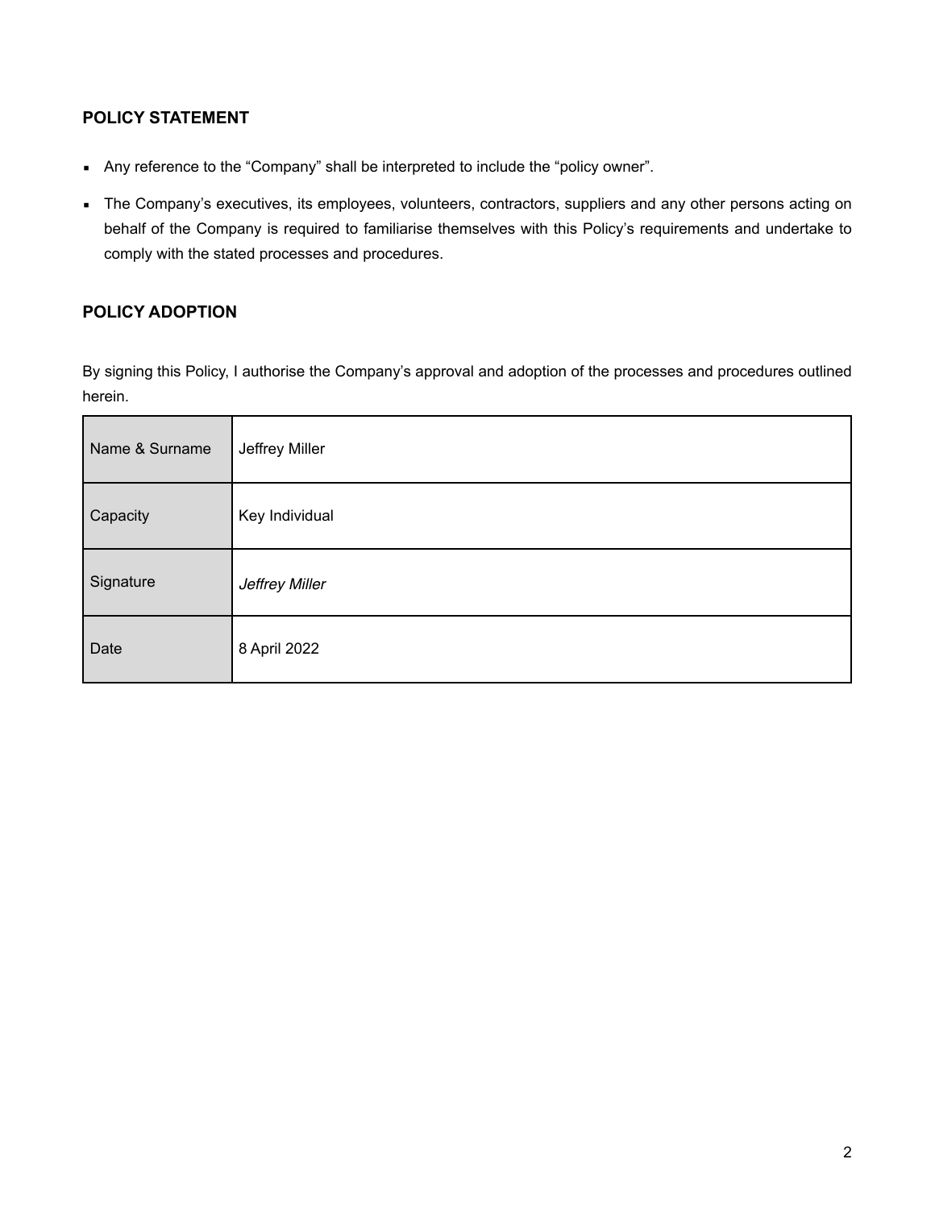## POLICY STATEMENT

- Any reference to the "Company" shall be interpreted to include the "policy owner".
- The Company's executives, its employees, volunteers, contractors, suppliers and any other persons acting on behalf of the Company is required to familiarise themselves with this Policy's requirements and undertake to comply with the stated processes and procedures.

## POLICY ADOPTION

By signing this Policy, I authorise the Company's approval and adoption of the processes and procedures outlined herein.

| | |
|---|---|
| Name & Surname | Jeffrey Miller |
| Capacity | Key Individual |
| Signature | *Jeffrey Miller* |
| Date | 8 April 2022 |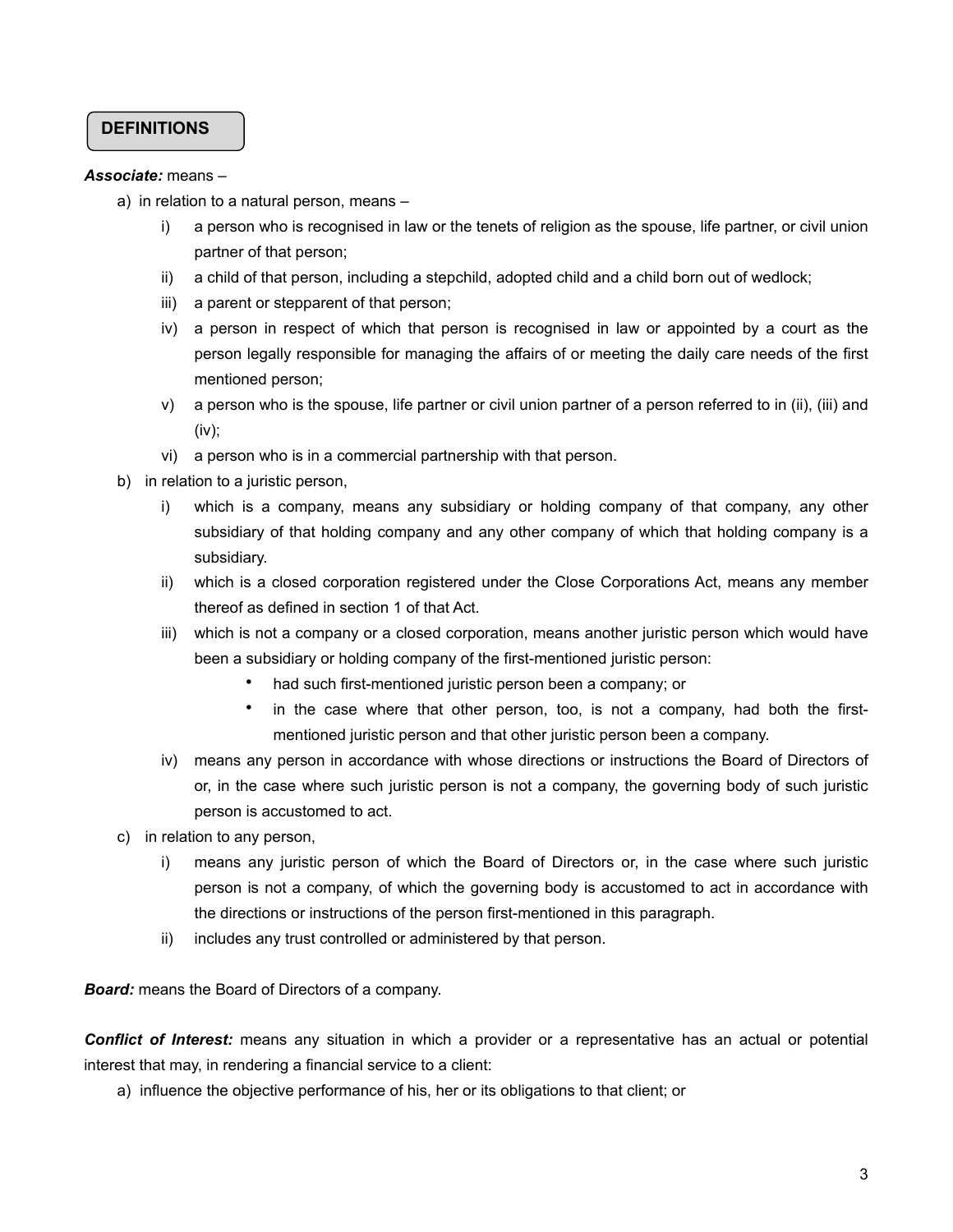## DEFINITIONS

***Associate:*** means –

a) in relation to a natural person, means –
   - i) a person who is recognised in law or the tenets of religion as the spouse, life partner, or civil union partner of that person;
   - ii) a child of that person, including a stepchild, adopted child and a child born out of wedlock;
   - iii) a parent or stepparent of that person;
   - iv) a person in respect of which that person is recognised in law or appointed by a court as the person legally responsible for managing the affairs of or meeting the daily care needs of the first mentioned person;
   - v) a person who is the spouse, life partner or civil union partner of a person referred to in (ii), (iii) and (iv);
   - vi) a person who is in a commercial partnership with that person.

b) in relation to a juristic person,
   - i) which is a company, means any subsidiary or holding company of that company, any other subsidiary of that holding company and any other company of which that holding company is a subsidiary.
   - ii) which is a closed corporation registered under the Close Corporations Act, means any member thereof as defined in section 1 of that Act.
   - iii) which is not a company or a closed corporation, means another juristic person which would have been a subsidiary or holding company of the first-mentioned juristic person:
     - had such first-mentioned juristic person been a company; or
     - in the case where that other person, too, is not a company, had both the first-mentioned juristic person and that other juristic person been a company.
   - iv) means any person in accordance with whose directions or instructions the Board of Directors of or, in the case where such juristic person is not a company, the governing body of such juristic person is accustomed to act.

c) in relation to any person,
   - i) means any juristic person of which the Board of Directors or, in the case where such juristic person is not a company, of which the governing body is accustomed to act in accordance with the directions or instructions of the person first-mentioned in this paragraph.
   - ii) includes any trust controlled or administered by that person.

***Board:*** means the Board of Directors of a company.

***Conflict of Interest:*** means any situation in which a provider or a representative has an actual or potential interest that may, in rendering a financial service to a client:

a) influence the objective performance of his, her or its obligations to that client; or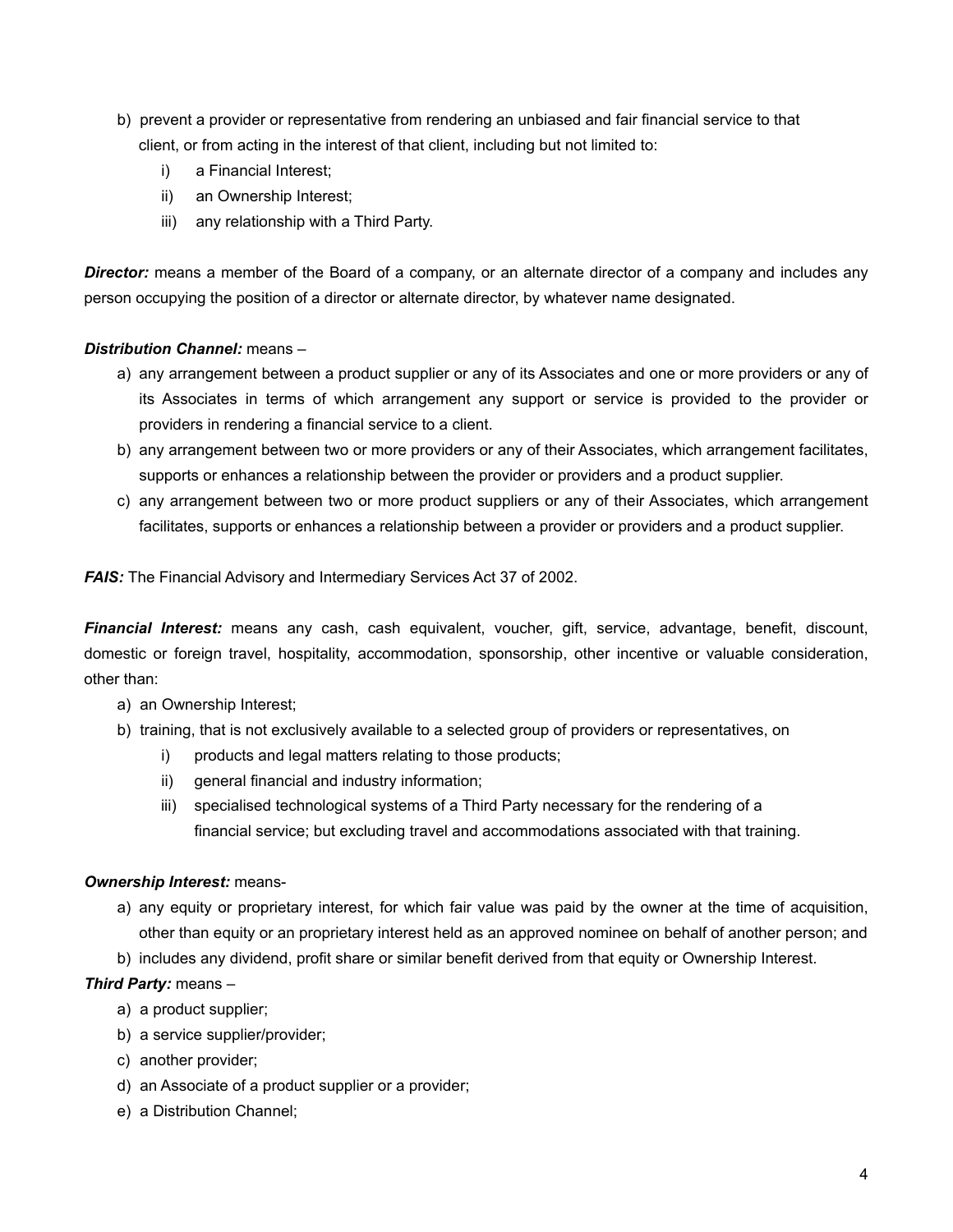b) prevent a provider or representative from rendering an unbiased and fair financial service to that client, or from acting in the interest of that client, including but not limited to:
   i) a Financial Interest;
   ii) an Ownership Interest;
   iii) any relationship with a Third Party.

***Director:*** means a member of the Board of a company, or an alternate director of a company and includes any person occupying the position of a director or alternate director, by whatever name designated.

***Distribution Channel:*** means –

a) any arrangement between a product supplier or any of its Associates and one or more providers or any of its Associates in terms of which arrangement any support or service is provided to the provider or providers in rendering a financial service to a client.
b) any arrangement between two or more providers or any of their Associates, which arrangement facilitates, supports or enhances a relationship between the provider or providers and a product supplier.
c) any arrangement between two or more product suppliers or any of their Associates, which arrangement facilitates, supports or enhances a relationship between a provider or providers and a product supplier.

***FAIS:*** The Financial Advisory and Intermediary Services Act 37 of 2002.

***Financial Interest:*** means any cash, cash equivalent, voucher, gift, service, advantage, benefit, discount, domestic or foreign travel, hospitality, accommodation, sponsorship, other incentive or valuable consideration, other than:

a) an Ownership Interest;
b) training, that is not exclusively available to a selected group of providers or representatives, on
   i) products and legal matters relating to those products;
   ii) general financial and industry information;
   iii) specialised technological systems of a Third Party necessary for the rendering of a financial service; but excluding travel and accommodations associated with that training.

***Ownership Interest:*** means-

a) any equity or proprietary interest, for which fair value was paid by the owner at the time of acquisition, other than equity or an proprietary interest held as an approved nominee on behalf of another person; and
b) includes any dividend, profit share or similar benefit derived from that equity or Ownership Interest.

***Third Party:*** means –

a) a product supplier;
b) a service supplier/provider;
c) another provider;
d) an Associate of a product supplier or a provider;
e) a Distribution Channel;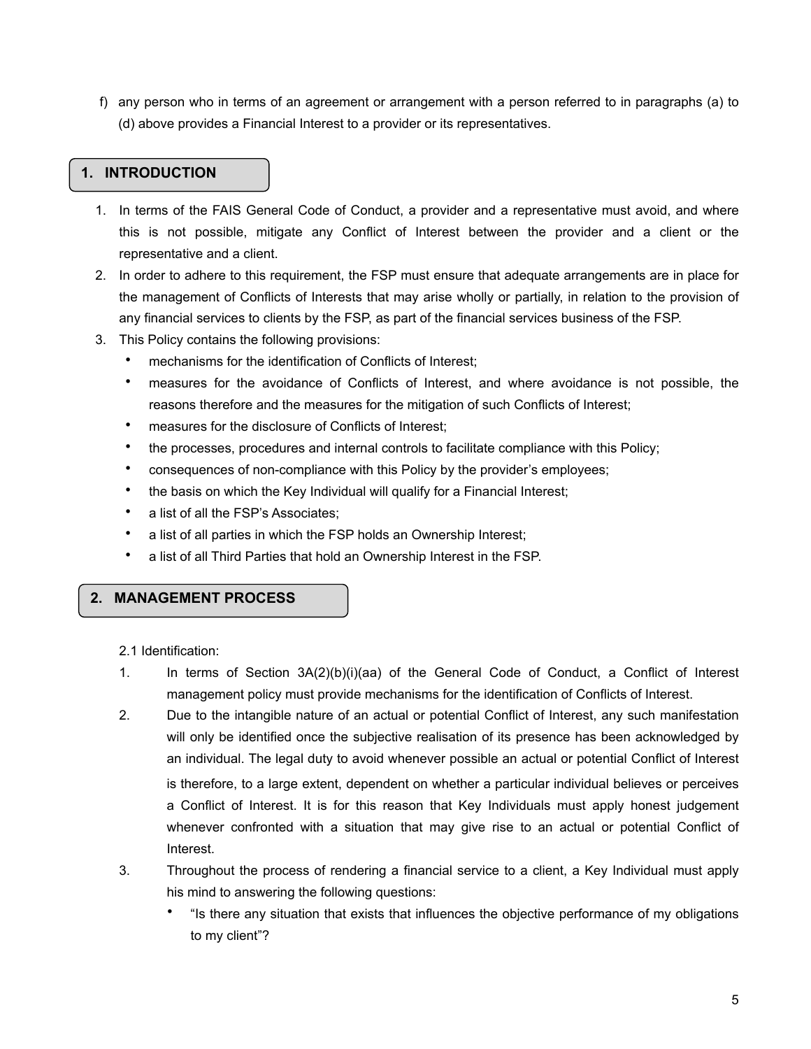f) any person who in terms of an agreement or arrangement with a person referred to in paragraphs (a) to (d) above provides a Financial Interest to a provider or its representatives.

## 1. INTRODUCTION

1. In terms of the FAIS General Code of Conduct, a provider and a representative must avoid, and where this is not possible, mitigate any Conflict of Interest between the provider and a client or the representative and a client.
2. In order to adhere to this requirement, the FSP must ensure that adequate arrangements are in place for the management of Conflicts of Interests that may arise wholly or partially, in relation to the provision of any financial services to clients by the FSP, as part of the financial services business of the FSP.
3. This Policy contains the following provisions:
   - mechanisms for the identification of Conflicts of Interest;
   - measures for the avoidance of Conflicts of Interest, and where avoidance is not possible, the reasons therefore and the measures for the mitigation of such Conflicts of Interest;
   - measures for the disclosure of Conflicts of Interest;
   - the processes, procedures and internal controls to facilitate compliance with this Policy;
   - consequences of non-compliance with this Policy by the provider's employees;
   - the basis on which the Key Individual will qualify for a Financial Interest;
   - a list of all the FSP's Associates;
   - a list of all parties in which the FSP holds an Ownership Interest;
   - a list of all Third Parties that hold an Ownership Interest in the FSP.

## 2. MANAGEMENT PROCESS

2.1 Identification:

1. In terms of Section 3A(2)(b)(i)(aa) of the General Code of Conduct, a Conflict of Interest management policy must provide mechanisms for the identification of Conflicts of Interest.
2. Due to the intangible nature of an actual or potential Conflict of Interest, any such manifestation will only be identified once the subjective realisation of its presence has been acknowledged by an individual. The legal duty to avoid whenever possible an actual or potential Conflict of Interest is therefore, to a large extent, dependent on whether a particular individual believes or perceives a Conflict of Interest. It is for this reason that Key Individuals must apply honest judgement whenever confronted with a situation that may give rise to an actual or potential Conflict of Interest.
3. Throughout the process of rendering a financial service to a client, a Key Individual must apply his mind to answering the following questions:
   - "Is there any situation that exists that influences the objective performance of my obligations to my client"?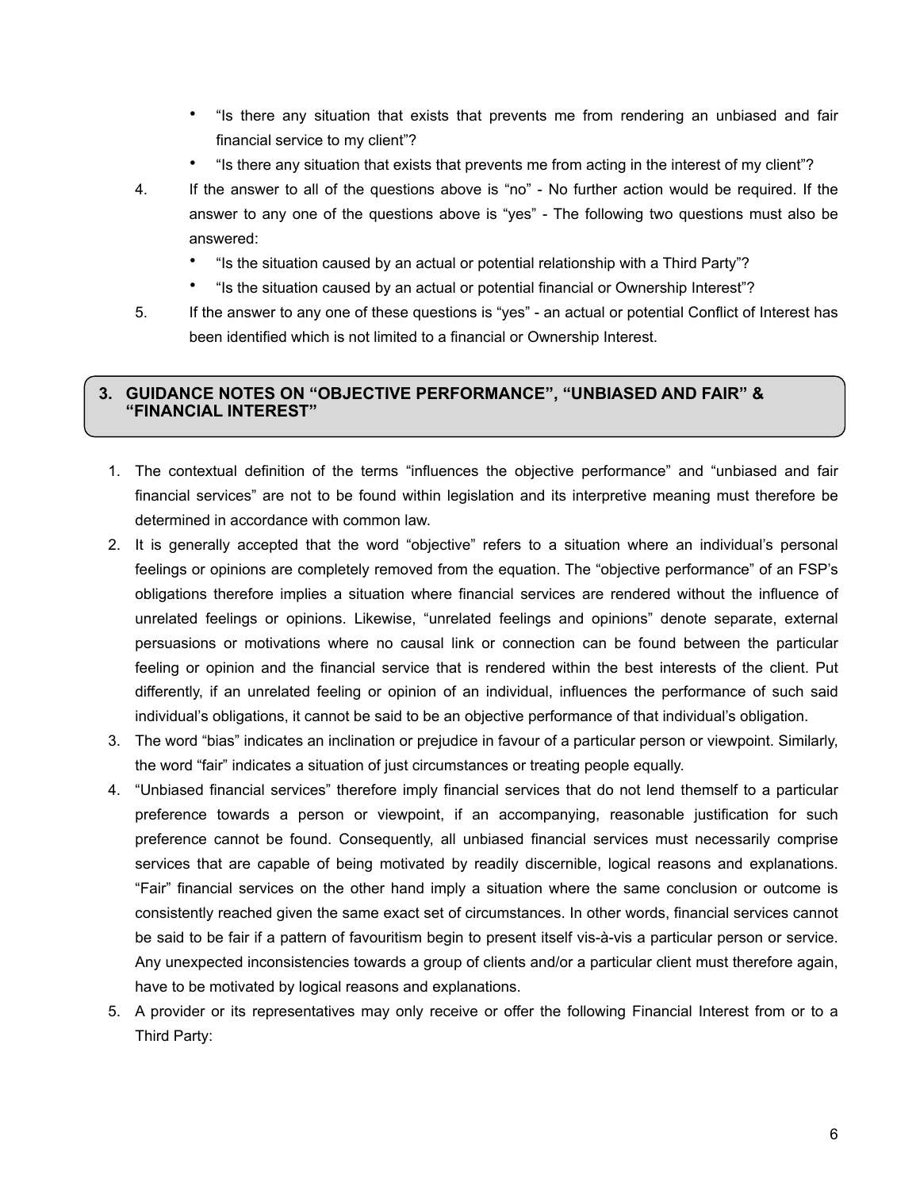- "Is there any situation that exists that prevents me from rendering an unbiased and fair financial service to my client"?
- "Is there any situation that exists that prevents me from acting in the interest of my client"?

4. If the answer to all of the questions above is "no" - No further action would be required. If the answer to any one of the questions above is "yes" - The following two questions must also be answered:
   - "Is the situation caused by an actual or potential relationship with a Third Party"?
   - "Is the situation caused by an actual or potential financial or Ownership Interest"?
5. If the answer to any one of these questions is "yes" - an actual or potential Conflict of Interest has been identified which is not limited to a financial or Ownership Interest.

## 3. GUIDANCE NOTES ON "OBJECTIVE PERFORMANCE", "UNBIASED AND FAIR" & "FINANCIAL INTEREST"

1. The contextual definition of the terms "influences the objective performance" and "unbiased and fair financial services" are not to be found within legislation and its interpretive meaning must therefore be determined in accordance with common law.
2. It is generally accepted that the word "objective" refers to a situation where an individual's personal feelings or opinions are completely removed from the equation. The "objective performance" of an FSP's obligations therefore implies a situation where financial services are rendered without the influence of unrelated feelings or opinions. Likewise, "unrelated feelings and opinions" denote separate, external persuasions or motivations where no causal link or connection can be found between the particular feeling or opinion and the financial service that is rendered within the best interests of the client. Put differently, if an unrelated feeling or opinion of an individual, influences the performance of such said individual's obligations, it cannot be said to be an objective performance of that individual's obligation.
3. The word "bias" indicates an inclination or prejudice in favour of a particular person or viewpoint. Similarly, the word "fair" indicates a situation of just circumstances or treating people equally.
4. "Unbiased financial services" therefore imply financial services that do not lend themself to a particular preference towards a person or viewpoint, if an accompanying, reasonable justification for such preference cannot be found. Consequently, all unbiased financial services must necessarily comprise services that are capable of being motivated by readily discernible, logical reasons and explanations. "Fair" financial services on the other hand imply a situation where the same conclusion or outcome is consistently reached given the same exact set of circumstances. In other words, financial services cannot be said to be fair if a pattern of favouritism begin to present itself vis-à-vis a particular person or service. Any unexpected inconsistencies towards a group of clients and/or a particular client must therefore again, have to be motivated by logical reasons and explanations.
5. A provider or its representatives may only receive or offer the following Financial Interest from or to a Third Party: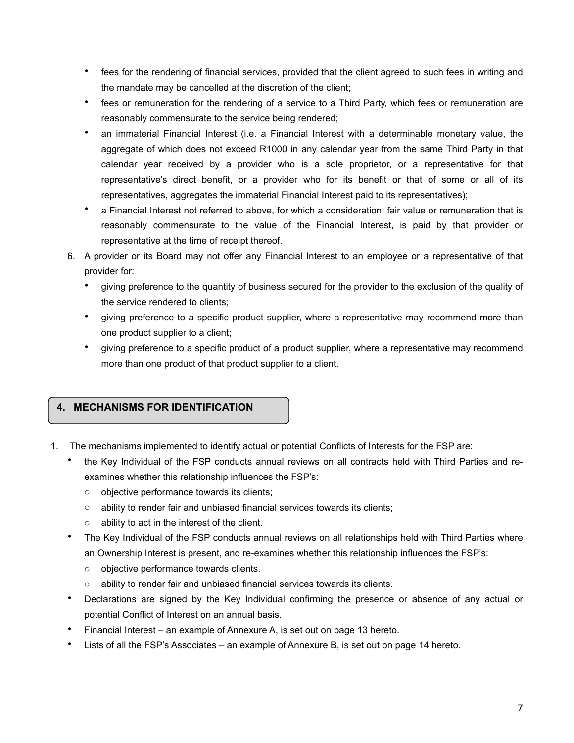- fees for the rendering of financial services, provided that the client agreed to such fees in writing and the mandate may be cancelled at the discretion of the client;
- fees or remuneration for the rendering of a service to a Third Party, which fees or remuneration are reasonably commensurate to the service being rendered;
- an immaterial Financial Interest (i.e. a Financial Interest with a determinable monetary value, the aggregate of which does not exceed R1000 in any calendar year from the same Third Party in that calendar year received by a provider who is a sole proprietor, or a representative for that representative's direct benefit, or a provider who for its benefit or that of some or all of its representatives, aggregates the immaterial Financial Interest paid to its representatives);
- a Financial Interest not referred to above, for which a consideration, fair value or remuneration that is reasonably commensurate to the value of the Financial Interest, is paid by that provider or representative at the time of receipt thereof.

6. A provider or its Board may not offer any Financial Interest to an employee or a representative of that provider for:
   - giving preference to the quantity of business secured for the provider to the exclusion of the quality of the service rendered to clients;
   - giving preference to a specific product supplier, where a representative may recommend more than one product supplier to a client;
   - giving preference to a specific product of a product supplier, where a representative may recommend more than one product of that product supplier to a client.

## 4. MECHANISMS FOR IDENTIFICATION

1. The mechanisms implemented to identify actual or potential Conflicts of Interests for the FSP are:
   - the Key Individual of the FSP conducts annual reviews on all contracts held with Third Parties and re-examines whether this relationship influences the FSP's:
     - objective performance towards its clients;
     - ability to render fair and unbiased financial services towards its clients;
     - ability to act in the interest of the client.
   - The Key Individual of the FSP conducts annual reviews on all relationships held with Third Parties where an Ownership Interest is present, and re-examines whether this relationship influences the FSP's:
     - objective performance towards clients.
     - ability to render fair and unbiased financial services towards its clients.
   - Declarations are signed by the Key Individual confirming the presence or absence of any actual or potential Conflict of Interest on an annual basis.
   - Financial Interest – an example of Annexure A, is set out on page 13 hereto.
   - Lists of all the FSP's Associates – an example of Annexure B, is set out on page 14 hereto.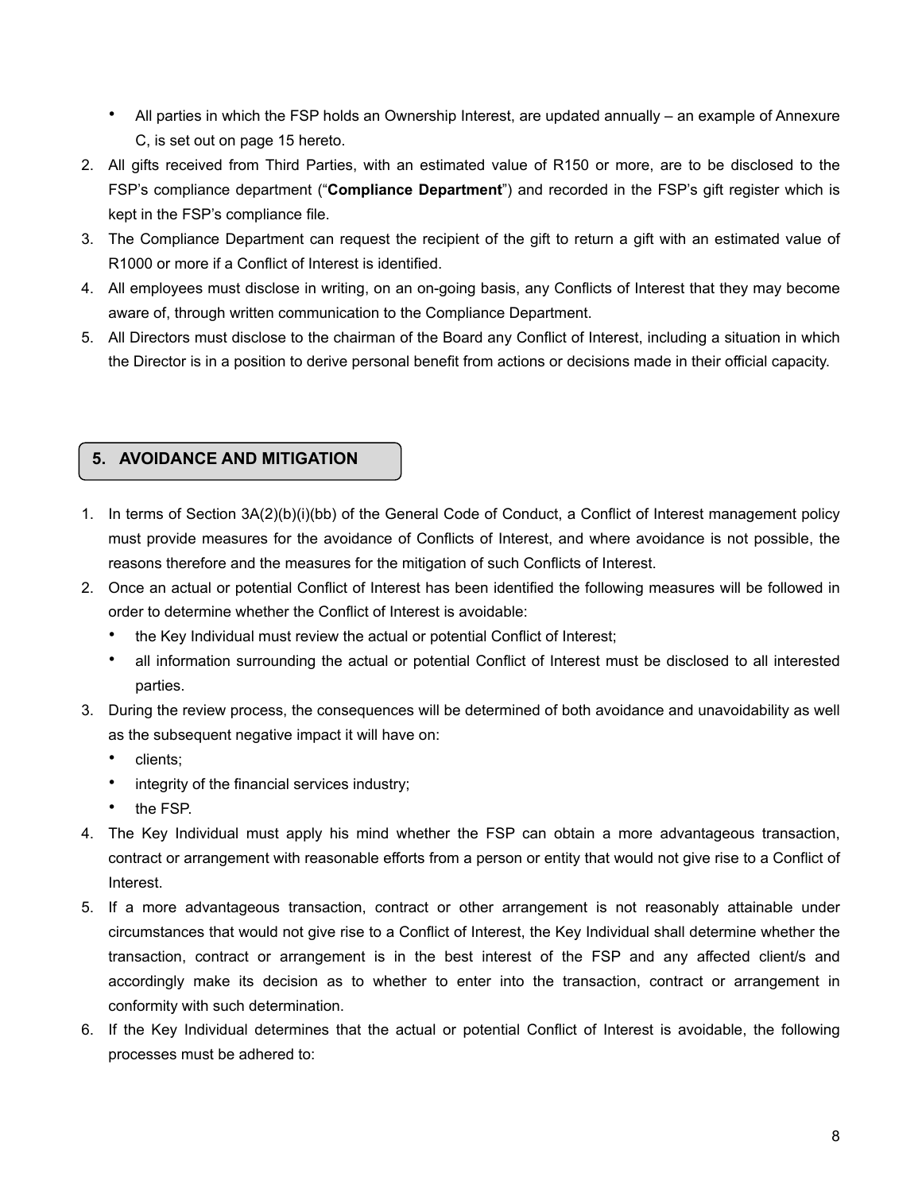- All parties in which the FSP holds an Ownership Interest, are updated annually – an example of Annexure C, is set out on page 15 hereto.

2. All gifts received from Third Parties, with an estimated value of R150 or more, are to be disclosed to the FSP's compliance department ("**Compliance Department**") and recorded in the FSP's gift register which is kept in the FSP's compliance file.
3. The Compliance Department can request the recipient of the gift to return a gift with an estimated value of R1000 or more if a Conflict of Interest is identified.
4. All employees must disclose in writing, on an on-going basis, any Conflicts of Interest that they may become aware of, through written communication to the Compliance Department.
5. All Directors must disclose to the chairman of the Board any Conflict of Interest, including a situation in which the Director is in a position to derive personal benefit from actions or decisions made in their official capacity.

## 5. AVOIDANCE AND MITIGATION

1. In terms of Section 3A(2)(b)(i)(bb) of the General Code of Conduct, a Conflict of Interest management policy must provide measures for the avoidance of Conflicts of Interest, and where avoidance is not possible, the reasons therefore and the measures for the mitigation of such Conflicts of Interest.
2. Once an actual or potential Conflict of Interest has been identified the following measures will be followed in order to determine whether the Conflict of Interest is avoidable:
   - the Key Individual must review the actual or potential Conflict of Interest;
   - all information surrounding the actual or potential Conflict of Interest must be disclosed to all interested parties.
3. During the review process, the consequences will be determined of both avoidance and unavoidability as well as the subsequent negative impact it will have on:
   - clients;
   - integrity of the financial services industry;
   - the FSP.
4. The Key Individual must apply his mind whether the FSP can obtain a more advantageous transaction, contract or arrangement with reasonable efforts from a person or entity that would not give rise to a Conflict of Interest.
5. If a more advantageous transaction, contract or other arrangement is not reasonably attainable under circumstances that would not give rise to a Conflict of Interest, the Key Individual shall determine whether the transaction, contract or arrangement is in the best interest of the FSP and any affected client/s and accordingly make its decision as to whether to enter into the transaction, contract or arrangement in conformity with such determination.
6. If the Key Individual determines that the actual or potential Conflict of Interest is avoidable, the following processes must be adhered to: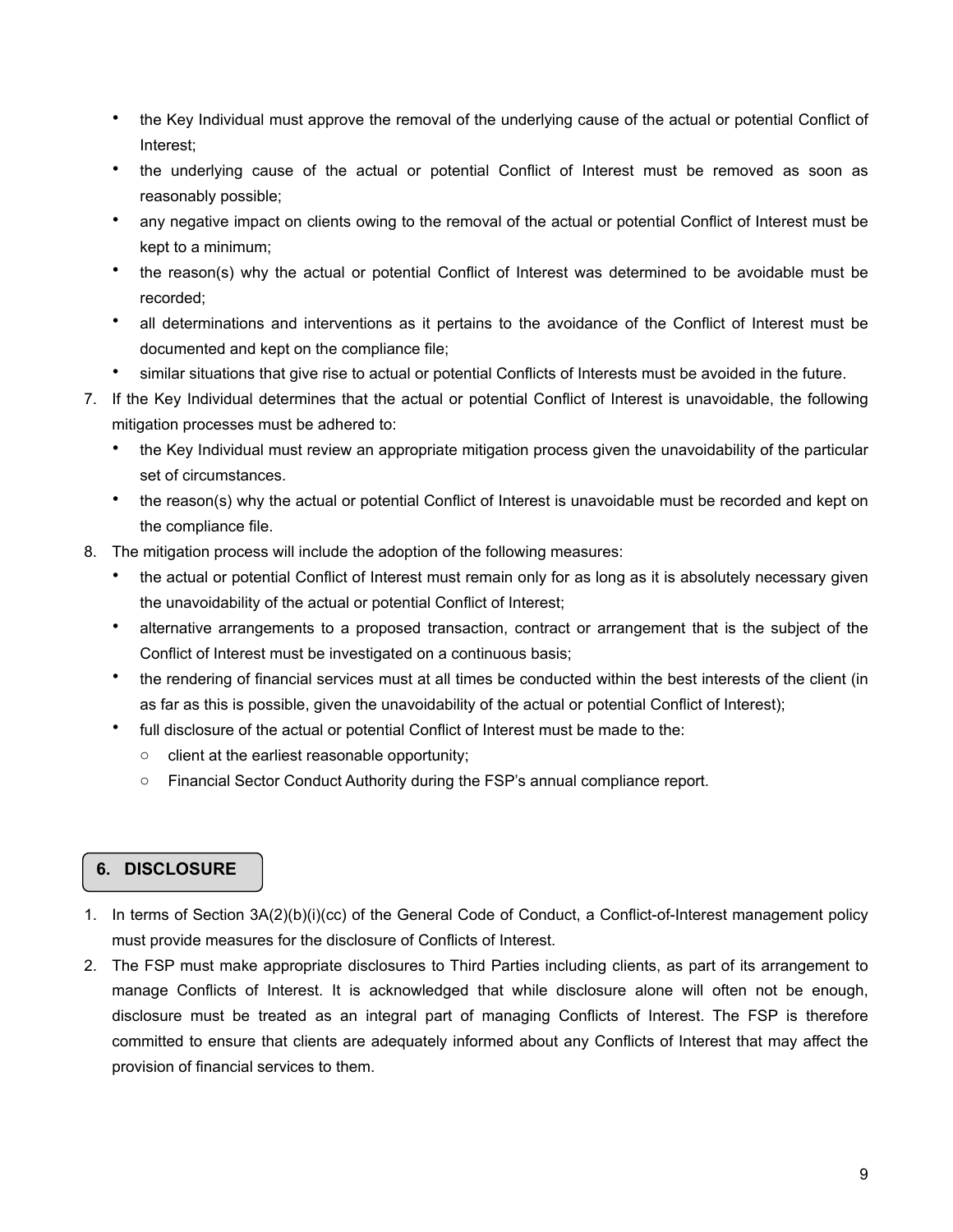- the Key Individual must approve the removal of the underlying cause of the actual or potential Conflict of Interest;
- the underlying cause of the actual or potential Conflict of Interest must be removed as soon as reasonably possible;
- any negative impact on clients owing to the removal of the actual or potential Conflict of Interest must be kept to a minimum;
- the reason(s) why the actual or potential Conflict of Interest was determined to be avoidable must be recorded;
- all determinations and interventions as it pertains to the avoidance of the Conflict of Interest must be documented and kept on the compliance file;
- similar situations that give rise to actual or potential Conflicts of Interests must be avoided in the future.

7. If the Key Individual determines that the actual or potential Conflict of Interest is unavoidable, the following mitigation processes must be adhered to:
   - the Key Individual must review an appropriate mitigation process given the unavoidability of the particular set of circumstances.
   - the reason(s) why the actual or potential Conflict of Interest is unavoidable must be recorded and kept on the compliance file.
8. The mitigation process will include the adoption of the following measures:
   - the actual or potential Conflict of Interest must remain only for as long as it is absolutely necessary given the unavoidability of the actual or potential Conflict of Interest;
   - alternative arrangements to a proposed transaction, contract or arrangement that is the subject of the Conflict of Interest must be investigated on a continuous basis;
   - the rendering of financial services must at all times be conducted within the best interests of the client (in as far as this is possible, given the unavoidability of the actual or potential Conflict of Interest);
   - full disclosure of the actual or potential Conflict of Interest must be made to the:
     - client at the earliest reasonable opportunity;
     - Financial Sector Conduct Authority during the FSP's annual compliance report.

## 6. DISCLOSURE

1. In terms of Section 3A(2)(b)(i)(cc) of the General Code of Conduct, a Conflict-of-Interest management policy must provide measures for the disclosure of Conflicts of Interest.
2. The FSP must make appropriate disclosures to Third Parties including clients, as part of its arrangement to manage Conflicts of Interest. It is acknowledged that while disclosure alone will often not be enough, disclosure must be treated as an integral part of managing Conflicts of Interest. The FSP is therefore committed to ensure that clients are adequately informed about any Conflicts of Interest that may affect the provision of financial services to them.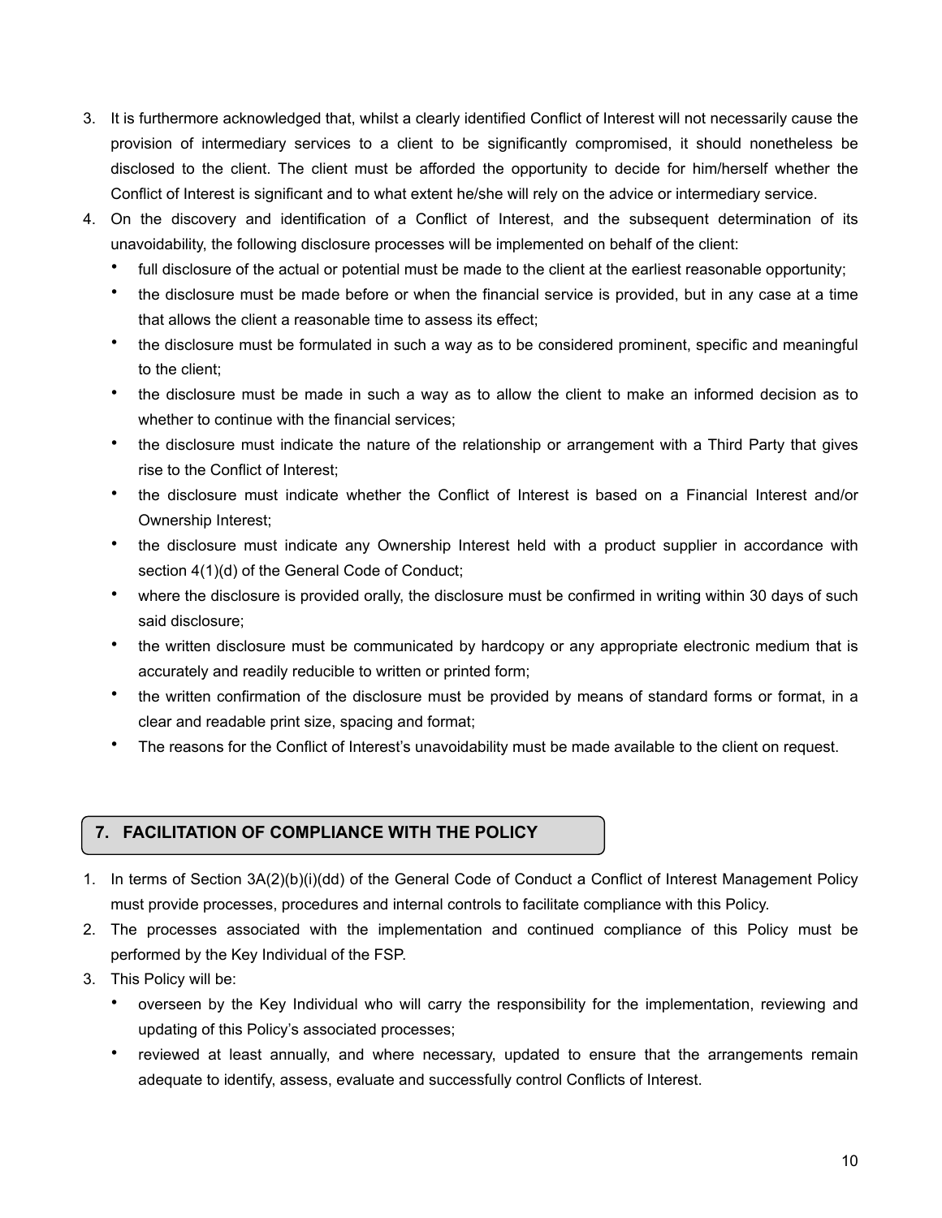3. It is furthermore acknowledged that, whilst a clearly identified Conflict of Interest will not necessarily cause the provision of intermediary services to a client to be significantly compromised, it should nonetheless be disclosed to the client. The client must be afforded the opportunity to decide for him/herself whether the Conflict of Interest is significant and to what extent he/she will rely on the advice or intermediary service.
4. On the discovery and identification of a Conflict of Interest, and the subsequent determination of its unavoidability, the following disclosure processes will be implemented on behalf of the client:
   - full disclosure of the actual or potential must be made to the client at the earliest reasonable opportunity;
   - the disclosure must be made before or when the financial service is provided, but in any case at a time that allows the client a reasonable time to assess its effect;
   - the disclosure must be formulated in such a way as to be considered prominent, specific and meaningful to the client;
   - the disclosure must be made in such a way as to allow the client to make an informed decision as to whether to continue with the financial services;
   - the disclosure must indicate the nature of the relationship or arrangement with a Third Party that gives rise to the Conflict of Interest;
   - the disclosure must indicate whether the Conflict of Interest is based on a Financial Interest and/or Ownership Interest;
   - the disclosure must indicate any Ownership Interest held with a product supplier in accordance with section 4(1)(d) of the General Code of Conduct;
   - where the disclosure is provided orally, the disclosure must be confirmed in writing within 30 days of such said disclosure;
   - the written disclosure must be communicated by hardcopy or any appropriate electronic medium that is accurately and readily reducible to written or printed form;
   - the written confirmation of the disclosure must be provided by means of standard forms or format, in a clear and readable print size, spacing and format;
   - The reasons for the Conflict of Interest's unavoidability must be made available to the client on request.

## 7. FACILITATION OF COMPLIANCE WITH THE POLICY

1. In terms of Section 3A(2)(b)(i)(dd) of the General Code of Conduct a Conflict of Interest Management Policy must provide processes, procedures and internal controls to facilitate compliance with this Policy.
2. The processes associated with the implementation and continued compliance of this Policy must be performed by the Key Individual of the FSP.
3. This Policy will be:
   - overseen by the Key Individual who will carry the responsibility for the implementation, reviewing and updating of this Policy's associated processes;
   - reviewed at least annually, and where necessary, updated to ensure that the arrangements remain adequate to identify, assess, evaluate and successfully control Conflicts of Interest.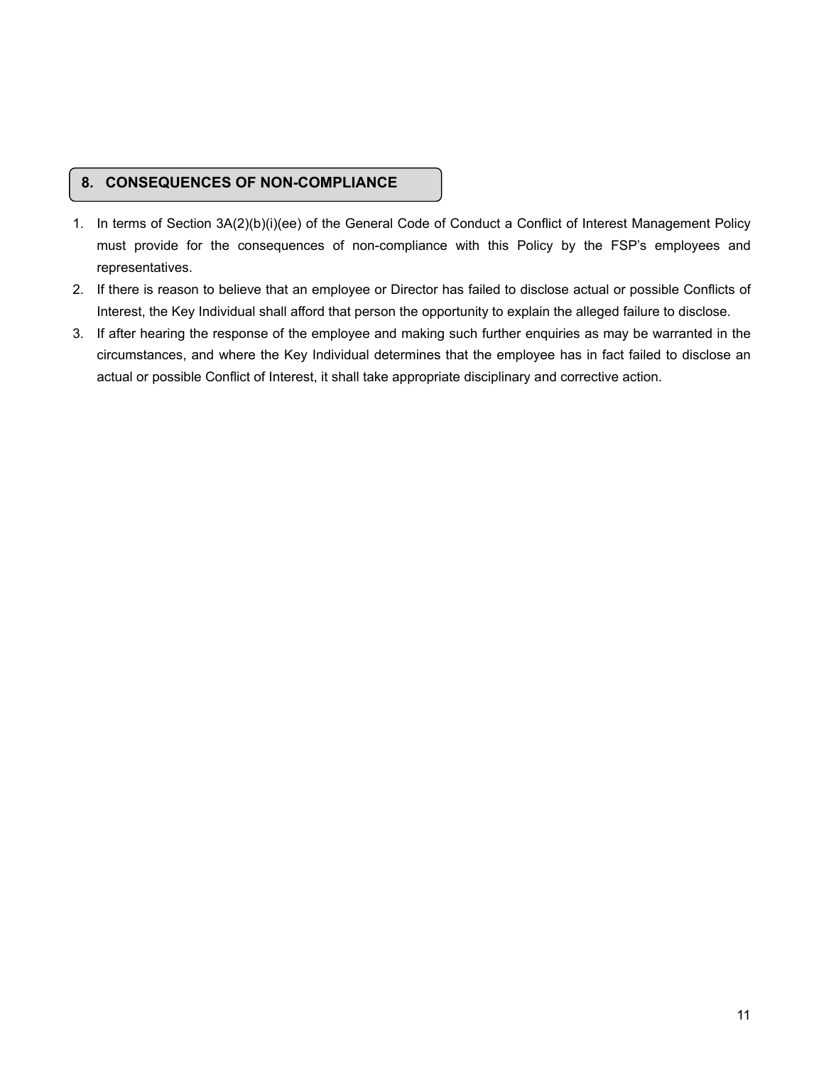## 8. CONSEQUENCES OF NON-COMPLIANCE

1. In terms of Section 3A(2)(b)(i)(ee) of the General Code of Conduct a Conflict of Interest Management Policy must provide for the consequences of non-compliance with this Policy by the FSP's employees and representatives.
2. If there is reason to believe that an employee or Director has failed to disclose actual or possible Conflicts of Interest, the Key Individual shall afford that person the opportunity to explain the alleged failure to disclose.
3. If after hearing the response of the employee and making such further enquiries as may be warranted in the circumstances, and where the Key Individual determines that the employee has in fact failed to disclose an actual or possible Conflict of Interest, it shall take appropriate disciplinary and corrective action.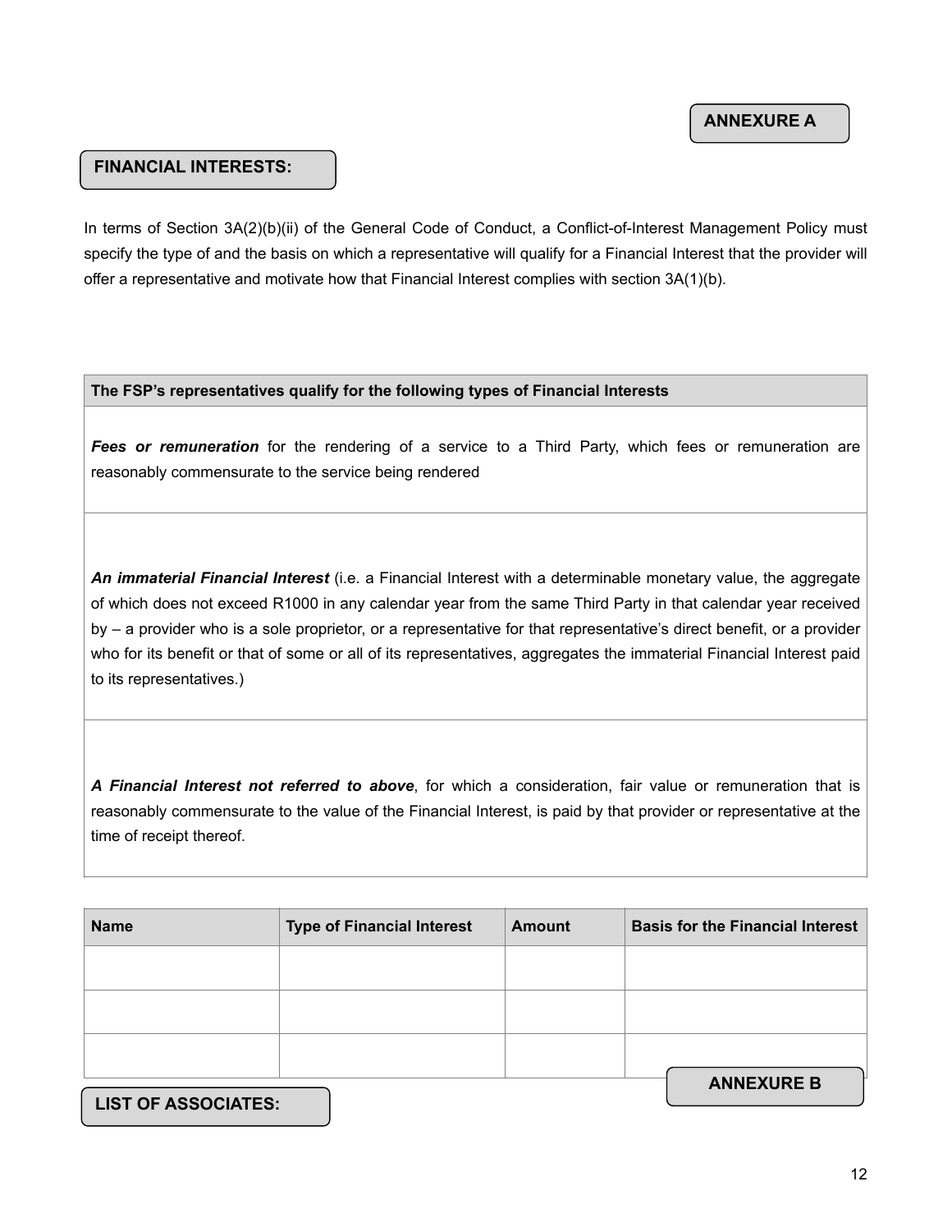**ANNEXURE A**

## FINANCIAL INTERESTS:

In terms of Section 3A(2)(b)(ii) of the General Code of Conduct, a Conflict-of-Interest Management Policy must specify the type of and the basis on which a representative will qualify for a Financial Interest that the provider will offer a representative and motivate how that Financial Interest complies with section 3A(1)(b).

| The FSP's representatives qualify for the following types of Financial Interests |
| --- |
| ***Fees or remuneration*** for the rendering of a service to a Third Party, which fees or remuneration are reasonably commensurate to the service being rendered |
| ***An immaterial Financial Interest*** (i.e. a Financial Interest with a determinable monetary value, the aggregate of which does not exceed R1000 in any calendar year from the same Third Party in that calendar year received by – a provider who is a sole proprietor, or a representative for that representative's direct benefit, or a provider who for its benefit or that of some or all of its representatives, aggregates the immaterial Financial Interest paid to its representatives.) |
| ***A Financial Interest not referred to above***, for which a consideration, fair value or remuneration that is reasonably commensurate to the value of the Financial Interest, is paid by that provider or representative at the time of receipt thereof. |

| Name | Type of Financial Interest | Amount | Basis for the Financial Interest |
| --- | --- | --- | --- |
| | | | |
| | | | |
| | | | |

**ANNEXURE B**

## LIST OF ASSOCIATES: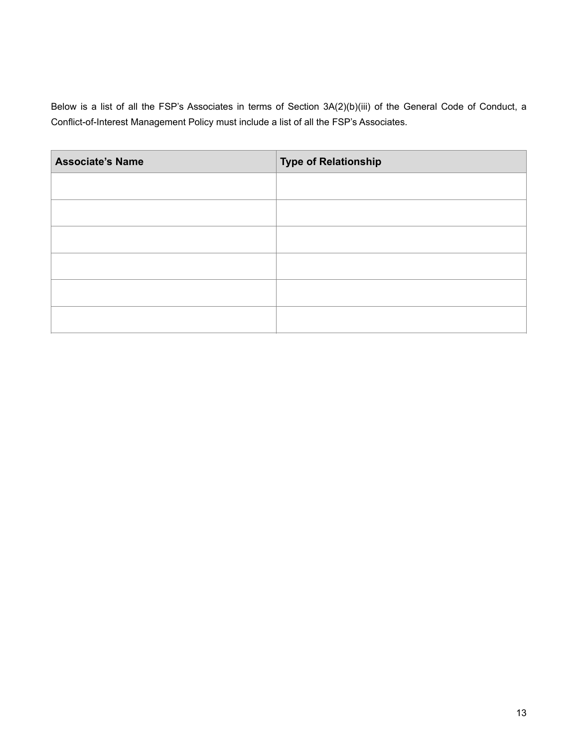Below is a list of all the FSP's Associates in terms of Section 3A(2)(b)(iii) of the General Code of Conduct, a Conflict-of-Interest Management Policy must include a list of all the FSP's Associates.

| Associate's Name | Type of Relationship |
|---|---|
| | |
| | |
| | |
| | |
| | |
| | |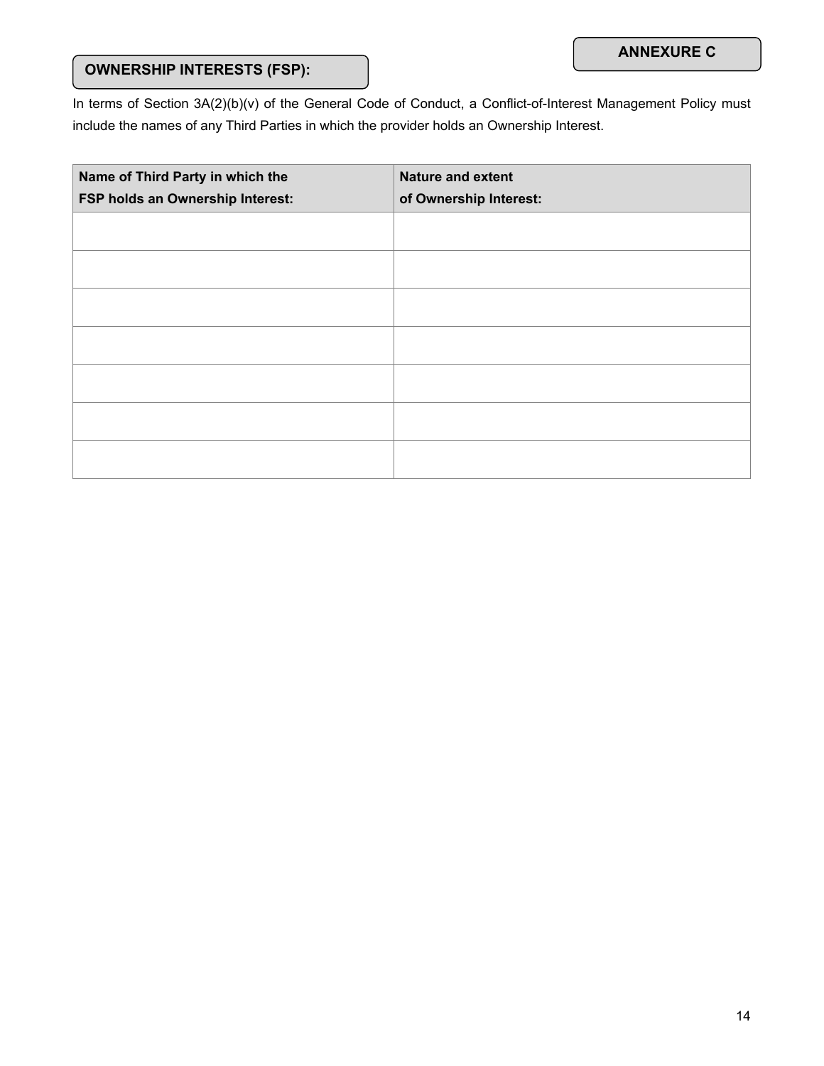**ANNEXURE C**

## OWNERSHIP INTERESTS (FSP):

In terms of Section 3A(2)(b)(v) of the General Code of Conduct, a Conflict-of-Interest Management Policy must include the names of any Third Parties in which the provider holds an Ownership Interest.

| Name of Third Party in which the FSP holds an Ownership Interest: | Nature and extent of Ownership Interest: |
| --- | --- |
| | |
| | |
| | |
| | |
| | |
| | |
| | |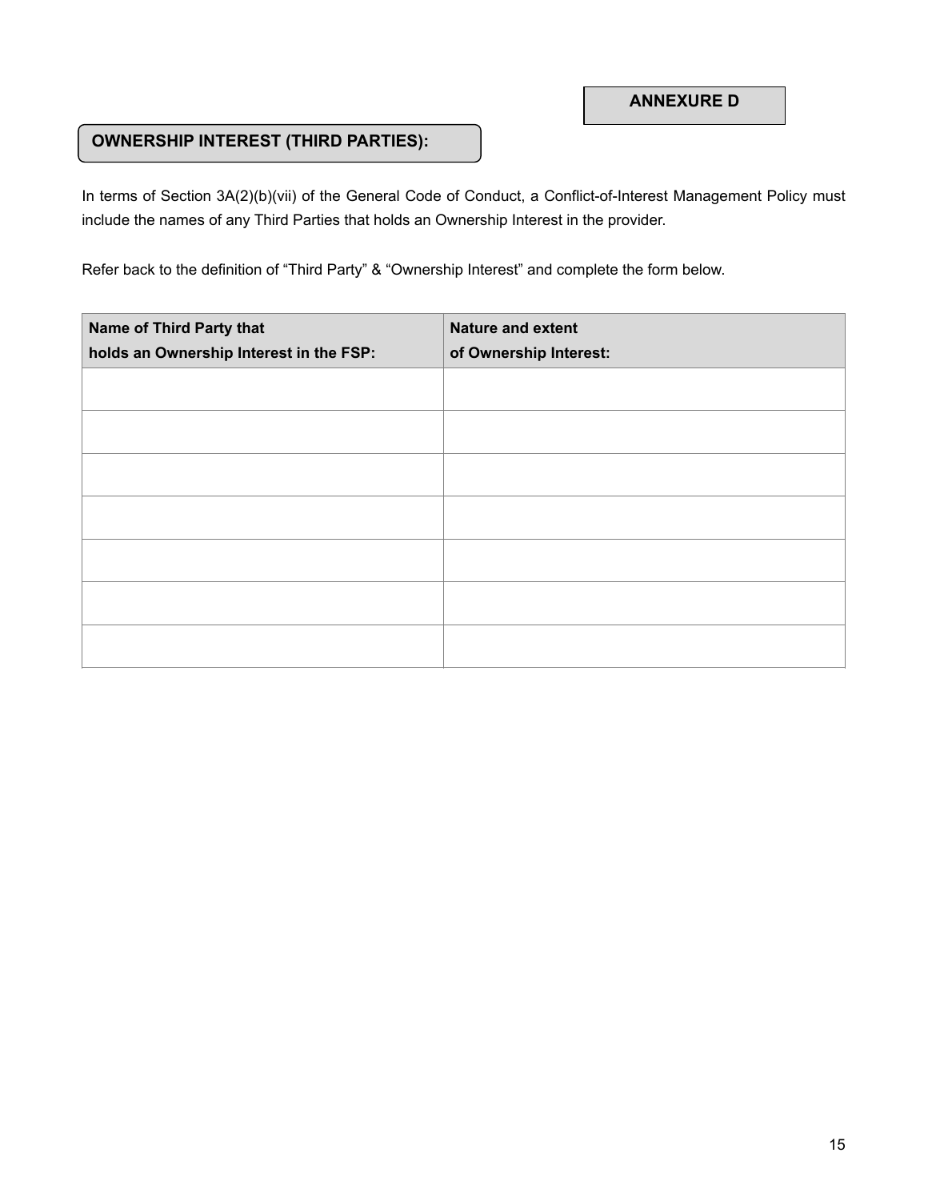## ANNEXURE D

## OWNERSHIP INTEREST (THIRD PARTIES):

In terms of Section 3A(2)(b)(vii) of the General Code of Conduct, a Conflict-of-Interest Management Policy must include the names of any Third Parties that holds an Ownership Interest in the provider.

Refer back to the definition of "Third Party" & "Ownership Interest" and complete the form below.

| Name of Third Party that holds an Ownership Interest in the FSP: | Nature and extent of Ownership Interest: |
|---|---|
| | |
| | |
| | |
| | |
| | |
| | |
| | |